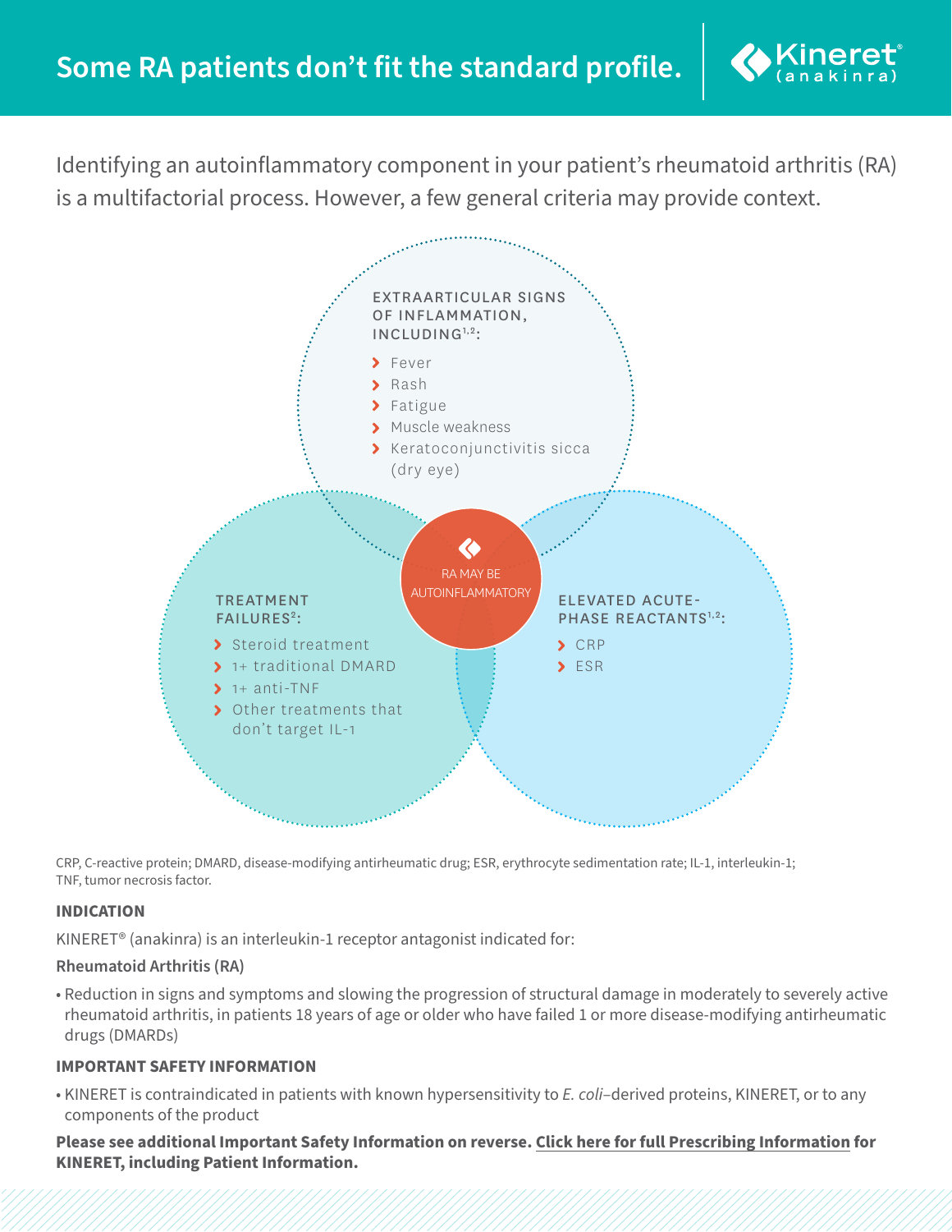# Some RA patients don't fit the standard profile.

Kineret® (anakinra)

Identifying an autoinflammatory component in your patient's rheumatoid arthritis (RA) is a multifactorial process. However, a few general criteria may provide context.

**EXTRAARTICULAR SIGNS OF INFLAMMATION, INCLUDING[1,2]:**

- Fever
- Rash
- Fatigue
- Muscle weakness
- Keratoconjunctivitis sicca (dry eye)

**TREATMENT FAILURES[2]:**

- Steroid treatment
- 1+ traditional DMARD
- 1+ anti-TNF
- Other treatments that don't target IL-1

**ELEVATED ACUTE-PHASE REACTANTS[1,2]:**

- CRP
- ESR

RA MAY BE AUTOINFLAMMATORY

CRP, C-reactive protein; DMARD, disease-modifying antirheumatic drug; ESR, erythrocyte sedimentation rate; IL-1, interleukin-1; TNF, tumor necrosis factor.

**INDICATION**

KINERET® (anakinra) is an interleukin-1 receptor antagonist indicated for:

**Rheumatoid Arthritis (RA)**

- Reduction in signs and symptoms and slowing the progression of structural damage in moderately to severely active rheumatoid arthritis, in patients 18 years of age or older who have failed 1 or more disease-modifying antirheumatic drugs (DMARDs)

**IMPORTANT SAFETY INFORMATION**

- KINERET is contraindicated in patients with known hypersensitivity to *E. coli*–derived proteins, KINERET, or to any components of the product

**Please see additional Important Safety Information on reverse. Click here for full Prescribing Information for KINERET, including Patient Information.**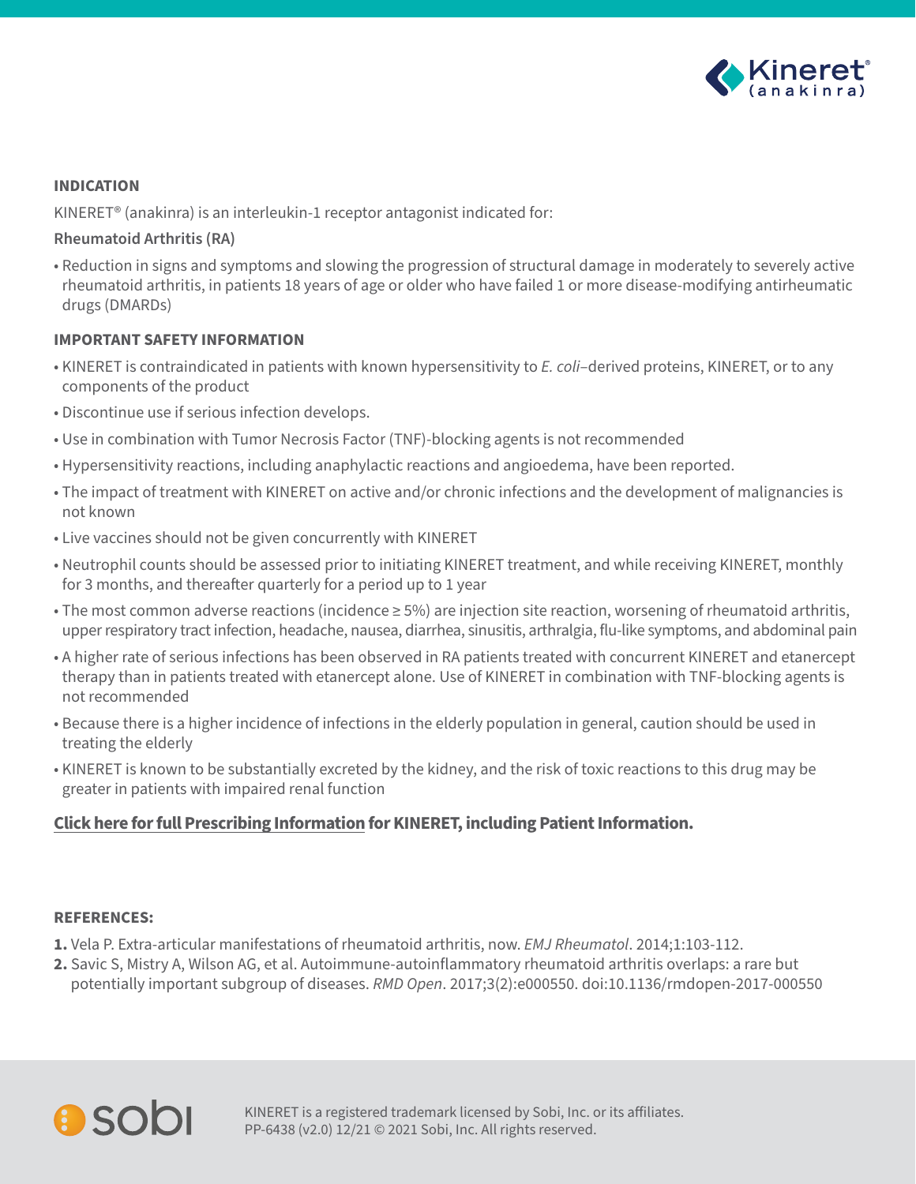## INDICATION

KINERET® (anakinra) is an interleukin-1 receptor antagonist indicated for:

**Rheumatoid Arthritis (RA)**

- Reduction in signs and symptoms and slowing the progression of structural damage in moderately to severely active rheumatoid arthritis, in patients 18 years of age or older who have failed 1 or more disease-modifying antirheumatic drugs (DMARDs)

## IMPORTANT SAFETY INFORMATION

- KINERET is contraindicated in patients with known hypersensitivity to *E. coli*–derived proteins, KINERET, or to any components of the product
- Discontinue use if serious infection develops.
- Use in combination with Tumor Necrosis Factor (TNF)-blocking agents is not recommended
- Hypersensitivity reactions, including anaphylactic reactions and angioedema, have been reported.
- The impact of treatment with KINERET on active and/or chronic infections and the development of malignancies is not known
- Live vaccines should not be given concurrently with KINERET
- Neutrophil counts should be assessed prior to initiating KINERET treatment, and while receiving KINERET, monthly for 3 months, and thereafter quarterly for a period up to 1 year
- The most common adverse reactions (incidence ≥ 5%) are injection site reaction, worsening of rheumatoid arthritis, upper respiratory tract infection, headache, nausea, diarrhea, sinusitis, arthralgia, flu-like symptoms, and abdominal pain
- A higher rate of serious infections has been observed in RA patients treated with concurrent KINERET and etanercept therapy than in patients treated with etanercept alone. Use of KINERET in combination with TNF-blocking agents is not recommended
- Because there is a higher incidence of infections in the elderly population in general, caution should be used in treating the elderly
- KINERET is known to be substantially excreted by the kidney, and the risk of toxic reactions to this drug may be greater in patients with impaired renal function

**Click here for full Prescribing Information for KINERET, including Patient Information.**

## REFERENCES:

1. Vela P. Extra-articular manifestations of rheumatoid arthritis, now. *EMJ Rheumatol*. 2014;1:103-112.
2. Savic S, Mistry A, Wilson AG, et al. Autoimmune-autoinflammatory rheumatoid arthritis overlaps: a rare but potentially important subgroup of diseases. *RMD Open*. 2017;3(2):e000550. doi:10.1136/rmdopen-2017-000550

KINERET is a registered trademark licensed by Sobi, Inc. or its affiliates.
PP-6438 (v2.0) 12/21 © 2021 Sobi, Inc. All rights reserved.